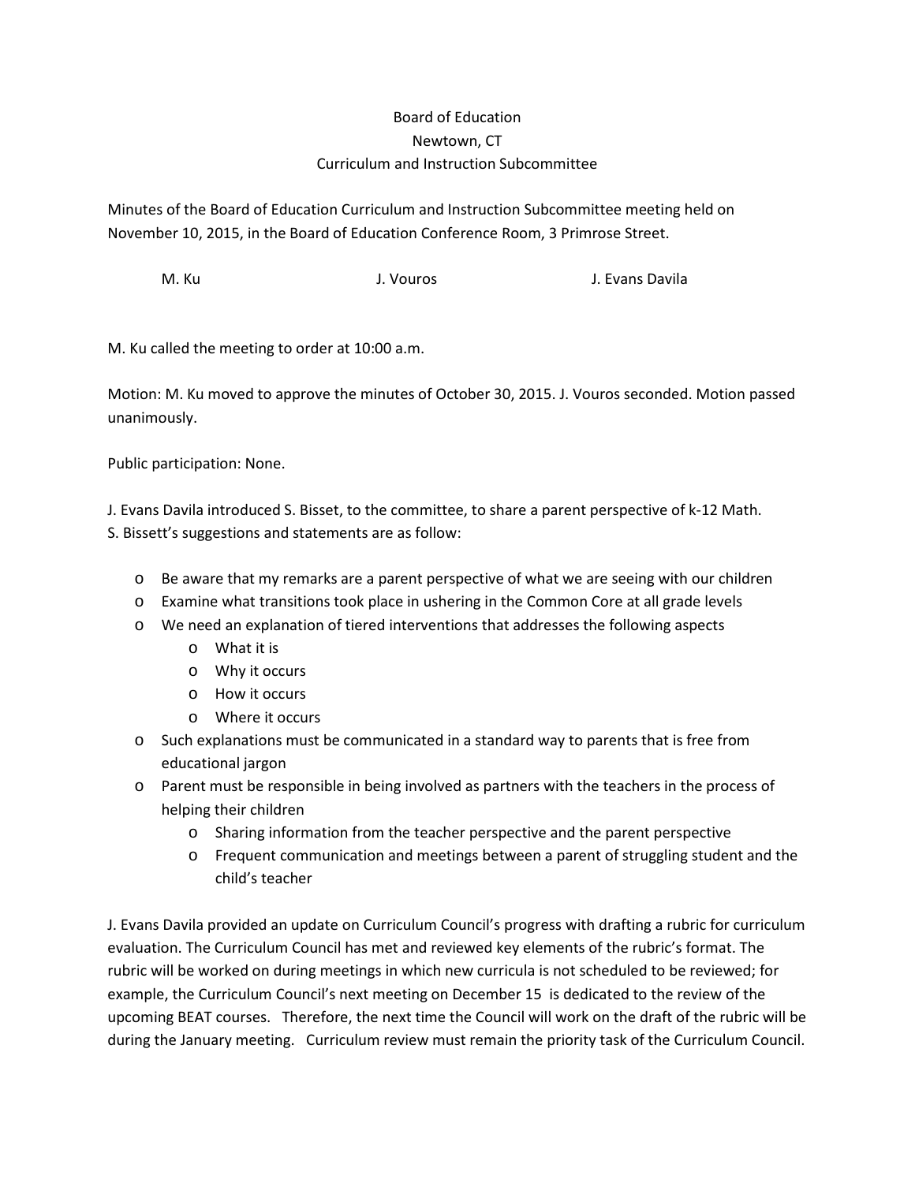Board of Education
Newtown, CT
Curriculum and Instruction Subcommittee

Minutes of the Board of Education Curriculum and Instruction Subcommittee meeting held on November 10, 2015, in the Board of Education Conference Room, 3 Primrose Street.

M. Ku J. Vouros J. Evans Davila

M. Ku called the meeting to order at 10:00 a.m.

Motion: M. Ku moved to approve the minutes of October 30, 2015. J. Vouros seconded. Motion passed unanimously.

Public participation: None.

J. Evans Davila introduced S. Bisset, to the committee, to share a parent perspective of k-12 Math. S. Bissett's suggestions and statements are as follow:

- Be aware that my remarks are a parent perspective of what we are seeing with our children
- Examine what transitions took place in ushering in the Common Core at all grade levels
- We need an explanation of tiered interventions that addresses the following aspects
  - What it is
  - Why it occurs
  - How it occurs
  - Where it occurs
- Such explanations must be communicated in a standard way to parents that is free from educational jargon
- Parent must be responsible in being involved as partners with the teachers in the process of helping their children
  - Sharing information from the teacher perspective and the parent perspective
  - Frequent communication and meetings between a parent of struggling student and the child's teacher

J. Evans Davila provided an update on Curriculum Council's progress with drafting a rubric for curriculum evaluation. The Curriculum Council has met and reviewed key elements of the rubric's format. The rubric will be worked on during meetings in which new curricula is not scheduled to be reviewed; for example, the Curriculum Council's next meeting on December 15 is dedicated to the review of the upcoming BEAT courses. Therefore, the next time the Council will work on the draft of the rubric will be during the January meeting. Curriculum review must remain the priority task of the Curriculum Council.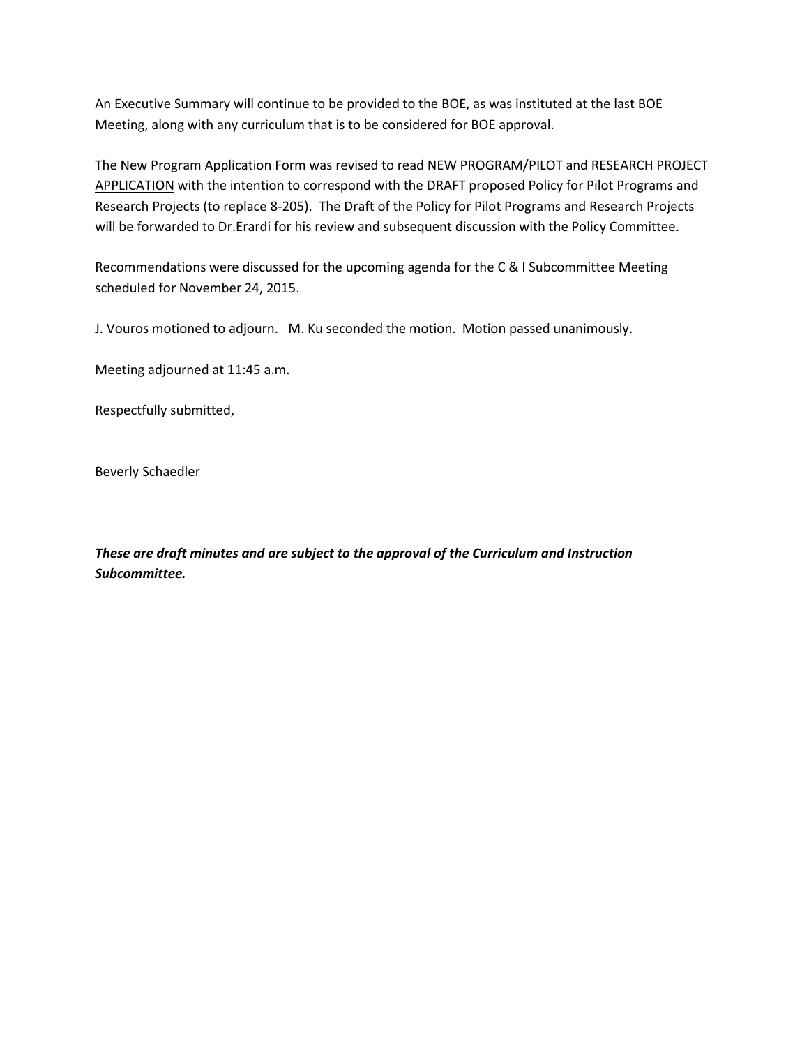An Executive Summary will continue to be provided to the BOE, as was instituted at the last BOE Meeting, along with any curriculum that is to be considered for BOE approval.

The New Program Application Form was revised to read <u>NEW PROGRAM/PILOT and RESEARCH PROJECT APPLICATION</u> with the intention to correspond with the DRAFT proposed Policy for Pilot Programs and Research Projects (to replace 8-205). The Draft of the Policy for Pilot Programs and Research Projects will be forwarded to Dr.Erardi for his review and subsequent discussion with the Policy Committee.

Recommendations were discussed for the upcoming agenda for the C & I Subcommittee Meeting scheduled for November 24, 2015.

J. Vouros motioned to adjourn. M. Ku seconded the motion. Motion passed unanimously.

Meeting adjourned at 11:45 a.m.

Respectfully submitted,

Beverly Schaedler

***These are draft minutes and are subject to the approval of the Curriculum and Instruction Subcommittee.***